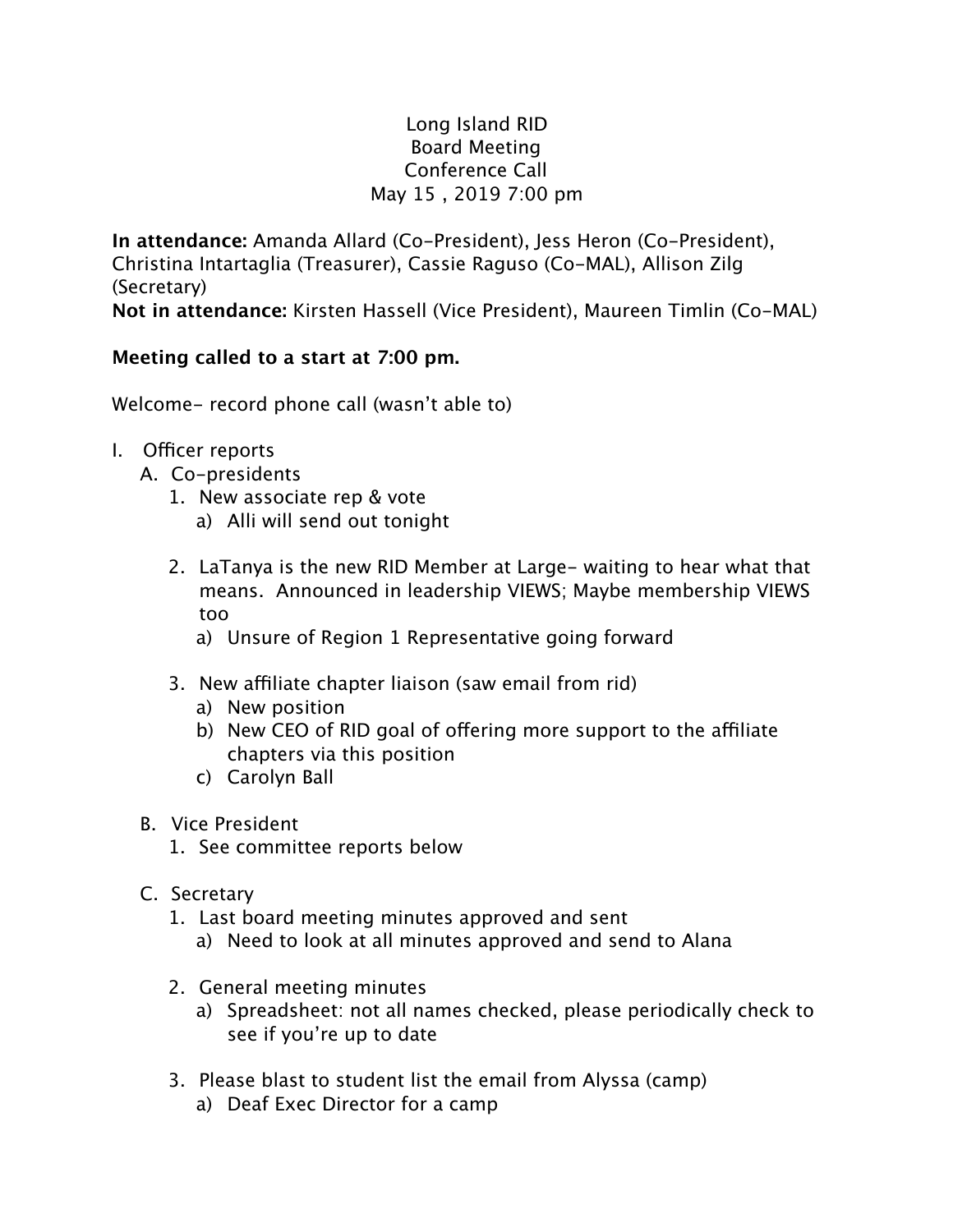Long Island RID
Board Meeting
Conference Call
May 15 , 2019 7:00 pm

**In attendance:** Amanda Allard (Co-President), Jess Heron (Co-President), Christina Intartaglia (Treasurer), Cassie Raguso (Co-MAL), Allison Zilg (Secretary)
**Not in attendance:** Kirsten Hassell (Vice President), Maureen Timlin (Co-MAL)

**Meeting called to a start at 7:00 pm.**

Welcome- record phone call (wasn't able to)

I. Officer reports
   A. Co-presidents
      1. New associate rep & vote
         a) Alli will send out tonight
      2. LaTanya is the new RID Member at Large- waiting to hear what that means. Announced in leadership VIEWS; Maybe membership VIEWS too
         a) Unsure of Region 1 Representative going forward
      3. New affiliate chapter liaison (saw email from rid)
         a) New position
         b) New CEO of RID goal of offering more support to the affiliate chapters via this position
         c) Carolyn Ball
   B. Vice President
      1. See committee reports below
   C. Secretary
      1. Last board meeting minutes approved and sent
         a) Need to look at all minutes approved and send to Alana
      2. General meeting minutes
         a) Spreadsheet: not all names checked, please periodically check to see if you're up to date
      3. Please blast to student list the email from Alyssa (camp)
         a) Deaf Exec Director for a camp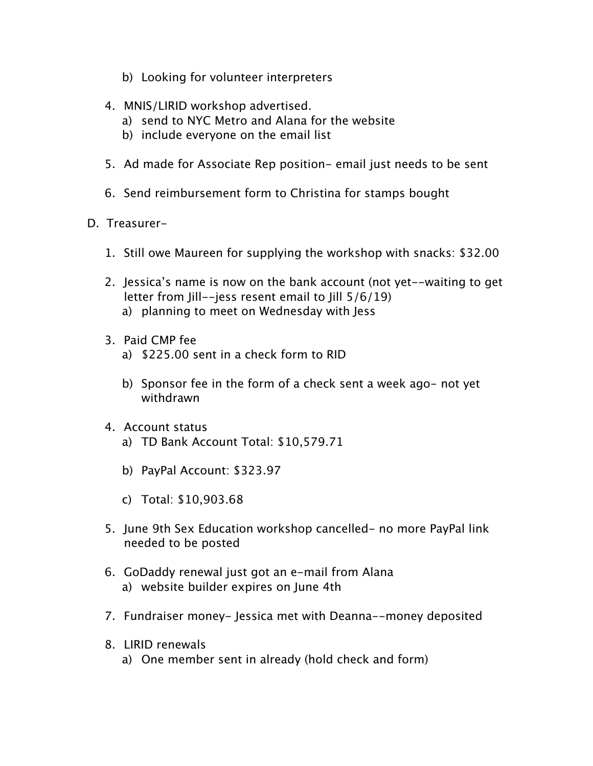b) Looking for volunteer interpreters

4. MNIS/LIRID workshop advertised.
   a) send to NYC Metro and Alana for the website
   b) include everyone on the email list

5. Ad made for Associate Rep position- email just needs to be sent

6. Send reimbursement form to Christina for stamps bought

D. Treasurer-

1. Still owe Maureen for supplying the workshop with snacks: $32.00

2. Jessica's name is now on the bank account (not yet--waiting to get letter from Jill--jess resent email to Jill 5/6/19)
   a) planning to meet on Wednesday with Jess

3. Paid CMP fee
   a) $225.00 sent in a check form to RID
   b) Sponsor fee in the form of a check sent a week ago- not yet withdrawn

4. Account status
   a) TD Bank Account Total: $10,579.71
   b) PayPal Account: $323.97
   c) Total: $10,903.68

5. June 9th Sex Education workshop cancelled- no more PayPal link needed to be posted

6. GoDaddy renewal just got an e-mail from Alana
   a) website builder expires on June 4th

7. Fundraiser money- Jessica met with Deanna--money deposited

8. LIRID renewals
   a) One member sent in already (hold check and form)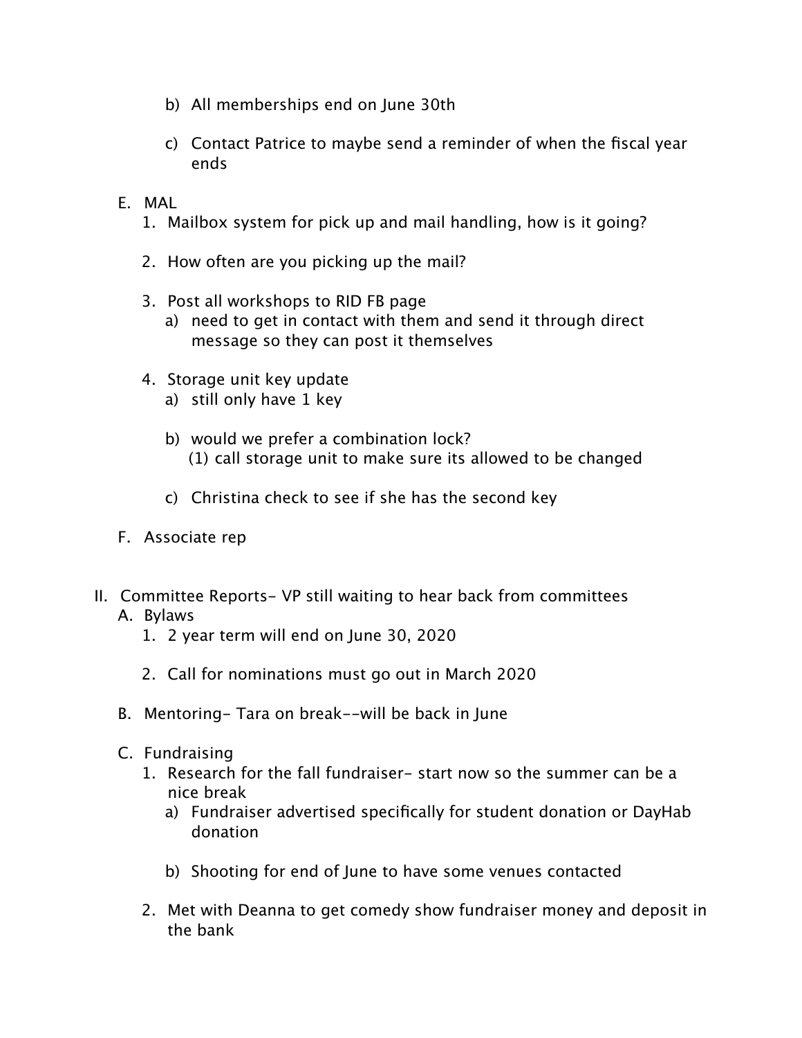b) All memberships end on June 30th

c) Contact Patrice to maybe send a reminder of when the fiscal year ends

E. MAL
   1. Mailbox system for pick up and mail handling, how is it going?

   2. How often are you picking up the mail?

   3. Post all workshops to RID FB page
      a) need to get in contact with them and send it through direct message so they can post it themselves

   4. Storage unit key update
      a) still only have 1 key

      b) would we prefer a combination lock?
         (1) call storage unit to make sure its allowed to be changed

      c) Christina check to see if she has the second key

F. Associate rep

II. Committee Reports- VP still waiting to hear back from committees
   A. Bylaws
      1. 2 year term will end on June 30, 2020

      2. Call for nominations must go out in March 2020

   B. Mentoring- Tara on break--will be back in June

   C. Fundraising
      1. Research for the fall fundraiser- start now so the summer can be a nice break
         a) Fundraiser advertised specifically for student donation or DayHab donation

         b) Shooting for end of June to have some venues contacted

      2. Met with Deanna to get comedy show fundraiser money and deposit in the bank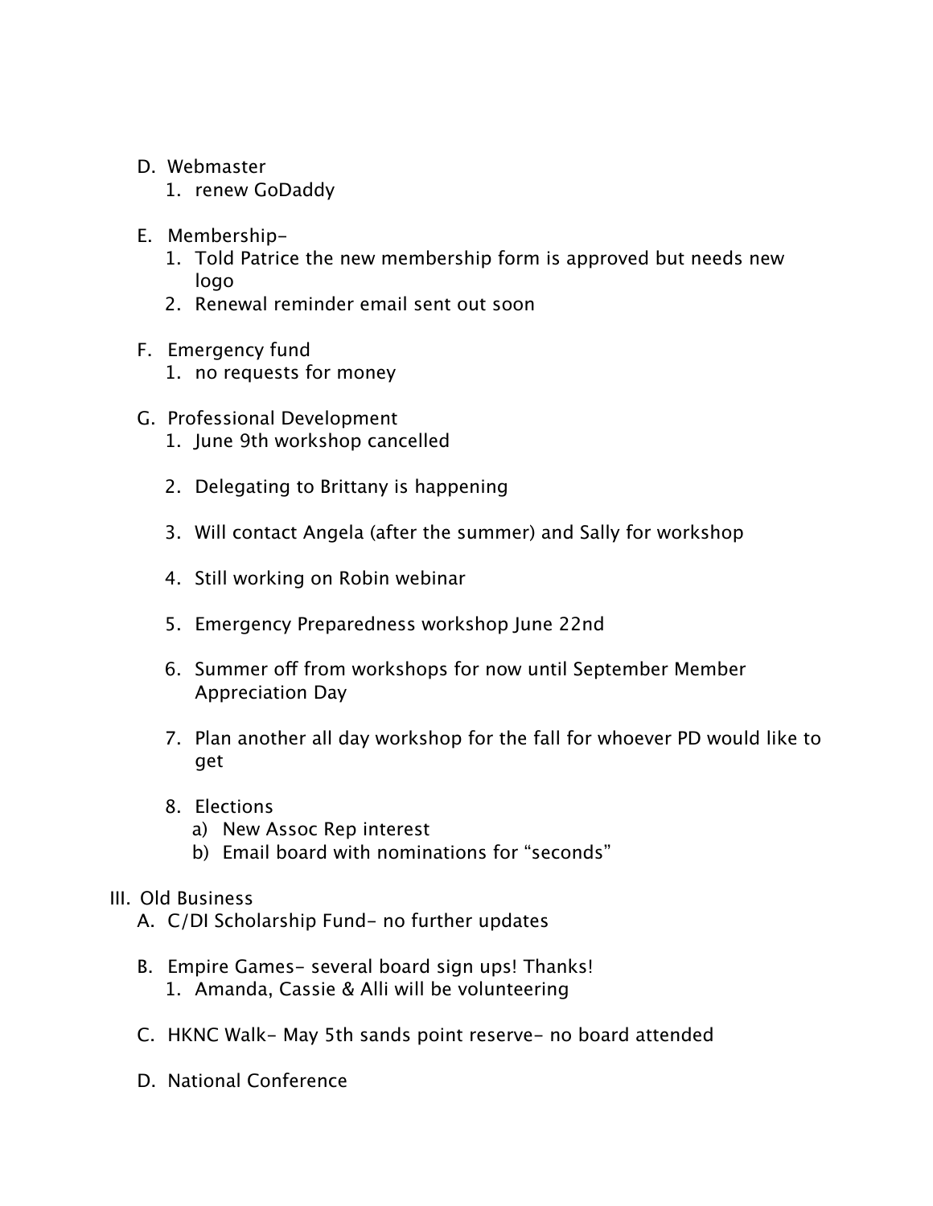D. Webmaster
    1. renew GoDaddy

E. Membership-
    1. Told Patrice the new membership form is approved but needs new logo
    2. Renewal reminder email sent out soon

F. Emergency fund
    1. no requests for money

G. Professional Development
    1. June 9th workshop cancelled

    2. Delegating to Brittany is happening

    3. Will contact Angela (after the summer) and Sally for workshop

    4. Still working on Robin webinar

    5. Emergency Preparedness workshop June 22nd

    6. Summer off from workshops for now until September Member Appreciation Day

    7. Plan another all day workshop for the fall for whoever PD would like to get

    8. Elections
        a) New Assoc Rep interest
        b) Email board with nominations for "seconds"

III. Old Business

A. C/DI Scholarship Fund- no further updates

B. Empire Games- several board sign ups! Thanks!
    1. Amanda, Cassie & Alli will be volunteering

C. HKNC Walk- May 5th sands point reserve- no board attended

D. National Conference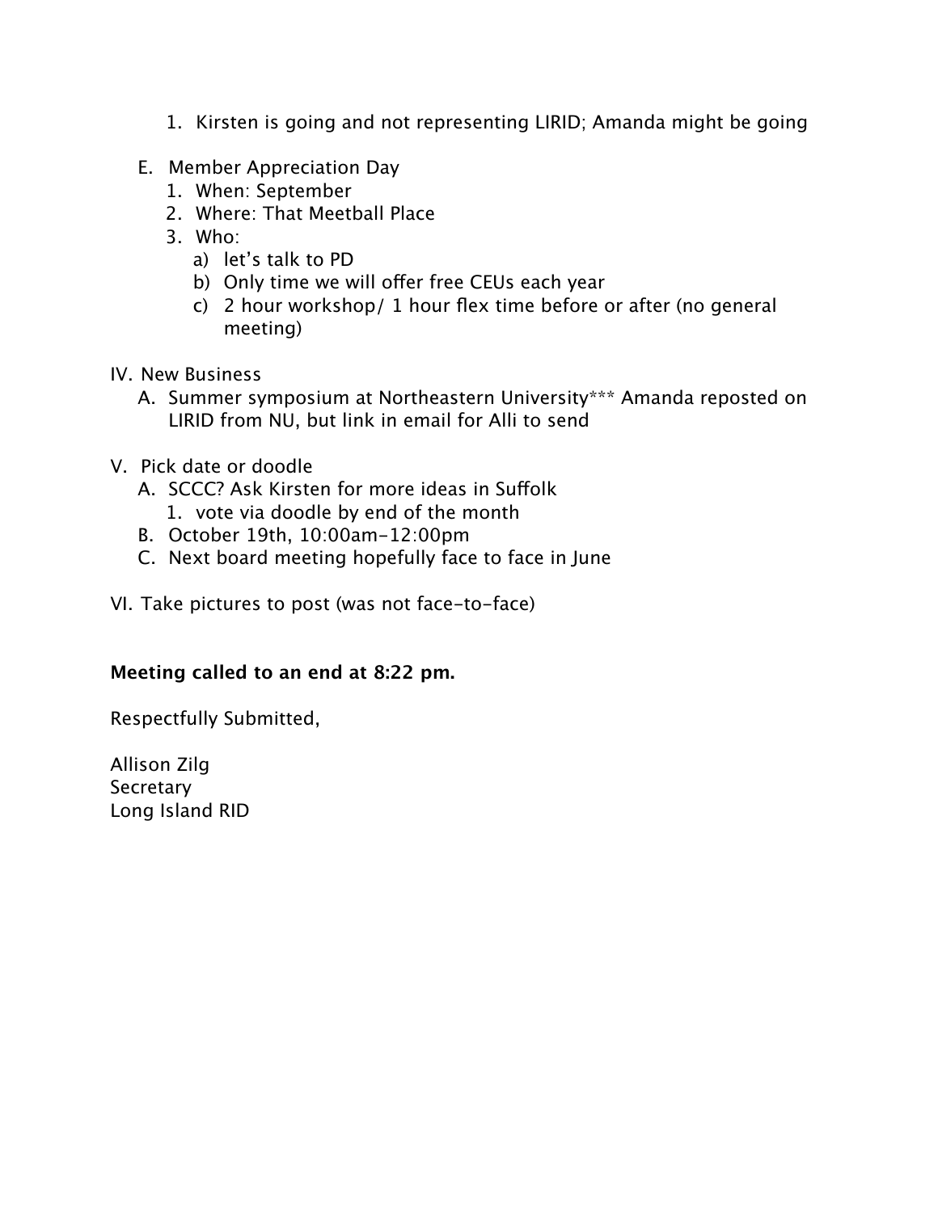1. Kirsten is going and not representing LIRID; Amanda might be going

E. Member Appreciation Day
   1. When: September
   2. Where: That Meetball Place
   3. Who:
      a) let's talk to PD
      b) Only time we will offer free CEUs each year
      c) 2 hour workshop/ 1 hour flex time before or after (no general meeting)

IV. New Business
   A. Summer symposium at Northeastern University*** Amanda reposted on LIRID from NU, but link in email for Alli to send

V. Pick date or doodle
   A. SCCC? Ask Kirsten for more ideas in Suffolk
      1. vote via doodle by end of the month
   B. October 19th, 10:00am-12:00pm
   C. Next board meeting hopefully face to face in June

VI. Take pictures to post (was not face-to-face)

**Meeting called to an end at 8:22 pm.**

Respectfully Submitted,

Allison Zilg
Secretary
Long Island RID